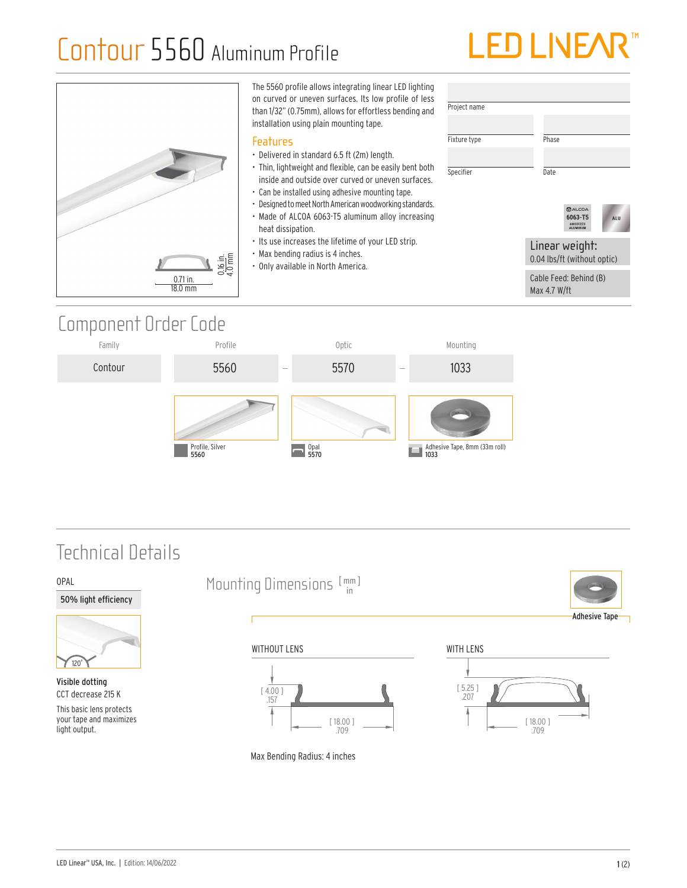# Contour 5560 Aluminum Profile

LED LINEAR™

0.16 in.
4.0 mm

0.71 in.
18.0 mm

The 5560 profile allows integrating linear LED lighting on curved or uneven surfaces. Its low profile of less than 1/32" (0.75mm), allows for effortless bending and installation using plain mounting tape.

## Features

- Delivered in standard 6.5 ft (2m) length.
- Thin, lightweight and flexible, can be easily bent both inside and outside over curved or uneven surfaces.
- Can be installed using adhesive mounting tape.
- Designed to meet North American woodworking standards.
- Made of ALCOA 6063-T5 aluminum alloy increasing heat dissipation.
- Its use increases the lifetime of your LED strip.
- Max bending radius is 4 inches.
- Only available in North America.

| Project name | |
|---|---|
| Fixture type | Phase |
| Specifier | Date |

ALCOA 6063-T5 ANODIZED ALUMINUM — ALU

**Linear weight:**
0.04 lbs/ft (without optic)

Cable Feed: Behind (B)
Max 4.7 W/ft

## Component Order Code

| Family | Profile | | Optic | | Mounting |
|---|---|---|---|---|---|
| Contour | 5560 | – | 5570 | – | 1033 |
| | Profile, Silver **5560** | | Opal **5570** | | Adhesive Tape, 8mm (33m roll) **1033** |

## Technical Details

OPAL

**50% light efficiency**

120°

**Visible dotting**
CCT decrease 215 K

This basic lens protects your tape and maximizes light output.

### Mounting Dimensions [mm / in]

Adhesive Tape

WITHOUT LENS

[ 4.00 ] .157

[ 18.00 ] .709

WITH LENS

[ 5.25 ] .207

[ 18.00 ] .709

Max Bending Radius: 4 inches

LED Linear™ USA, Inc. | Edition: 14/06/2022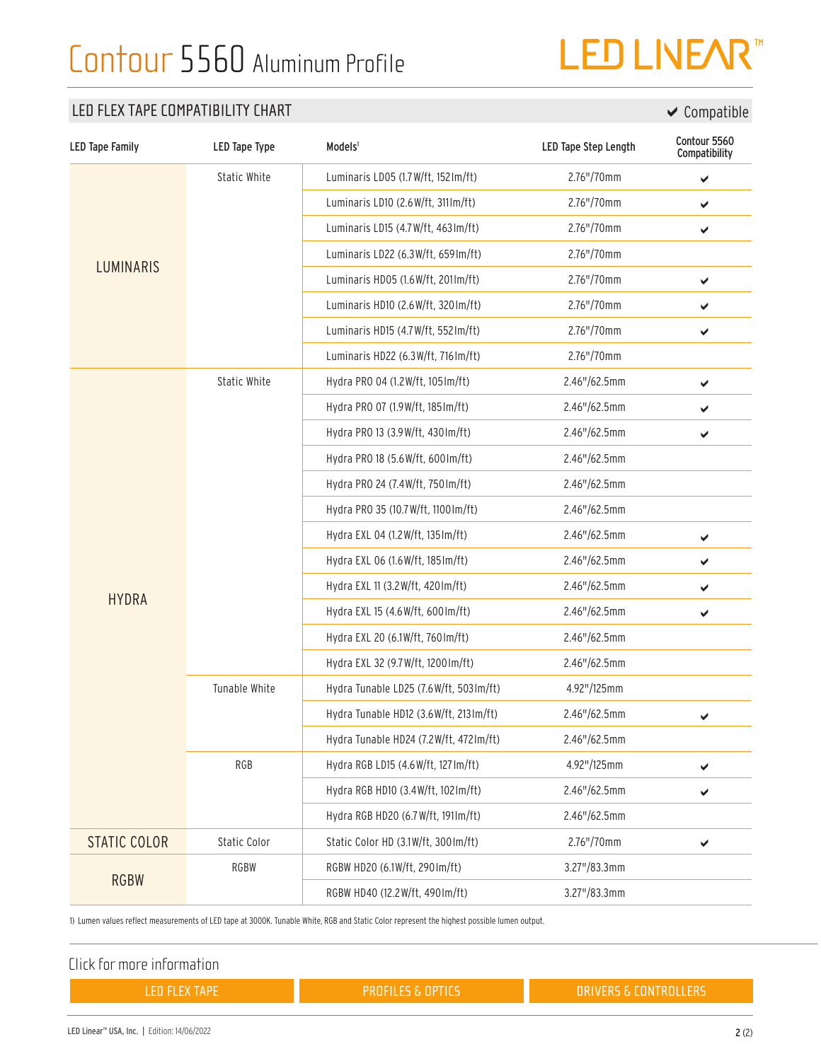# Contour 5560 Aluminum Profile

## LED FLEX TAPE COMPATIBILITY CHART

✔ Compatible

| LED Tape Family | LED Tape Type | Models[1] | LED Tape Step Length | Contour 5560 Compatibility |
|---|---|---|---|---|
| LUMINARIS | Static White | Luminaris LD05 (1.7W/ft, 152lm/ft) | 2.76"/70mm | ✔ |
| | | Luminaris LD10 (2.6W/ft, 311lm/ft) | 2.76"/70mm | ✔ |
| | | Luminaris LD15 (4.7W/ft, 463lm/ft) | 2.76"/70mm | ✔ |
| | | Luminaris LD22 (6.3W/ft, 659lm/ft) | 2.76"/70mm | |
| | | Luminaris HD05 (1.6W/ft, 201lm/ft) | 2.76"/70mm | ✔ |
| | | Luminaris HD10 (2.6W/ft, 320lm/ft) | 2.76"/70mm | ✔ |
| | | Luminaris HD15 (4.7W/ft, 552lm/ft) | 2.76"/70mm | ✔ |
| | | Luminaris HD22 (6.3W/ft, 716lm/ft) | 2.76"/70mm | |
| HYDRA | Static White | Hydra PRO 04 (1.2W/ft, 105lm/ft) | 2.46"/62.5mm | ✔ |
| | | Hydra PRO 07 (1.9W/ft, 185lm/ft) | 2.46"/62.5mm | ✔ |
| | | Hydra PRO 13 (3.9W/ft, 430lm/ft) | 2.46"/62.5mm | ✔ |
| | | Hydra PRO 18 (5.6W/ft, 600lm/ft) | 2.46"/62.5mm | |
| | | Hydra PRO 24 (7.4W/ft, 750lm/ft) | 2.46"/62.5mm | |
| | | Hydra PRO 35 (10.7W/ft, 1100lm/ft) | 2.46"/62.5mm | |
| | | Hydra EXL 04 (1.2W/ft, 135lm/ft) | 2.46"/62.5mm | ✔ |
| | | Hydra EXL 06 (1.6W/ft, 185lm/ft) | 2.46"/62.5mm | ✔ |
| | | Hydra EXL 11 (3.2W/ft, 420lm/ft) | 2.46"/62.5mm | ✔ |
| | | Hydra EXL 15 (4.6W/ft, 600lm/ft) | 2.46"/62.5mm | ✔ |
| | | Hydra EXL 20 (6.1W/ft, 760lm/ft) | 2.46"/62.5mm | |
| | | Hydra EXL 32 (9.7W/ft, 1200lm/ft) | 2.46"/62.5mm | |
| | Tunable White | Hydra Tunable LD25 (7.6W/ft, 503lm/ft) | 4.92"/125mm | |
| | | Hydra Tunable HD12 (3.6W/ft, 213lm/ft) | 2.46"/62.5mm | ✔ |
| | | Hydra Tunable HD24 (7.2W/ft, 472lm/ft) | 2.46"/62.5mm | |
| | RGB | Hydra RGB LD15 (4.6W/ft, 127lm/ft) | 4.92"/125mm | ✔ |
| | | Hydra RGB HD10 (3.4W/ft, 102lm/ft) | 2.46"/62.5mm | ✔ |
| | | Hydra RGB HD20 (6.7W/ft, 191lm/ft) | 2.46"/62.5mm | |
| STATIC COLOR | Static Color | Static Color HD (3.1W/ft, 300lm/ft) | 2.76"/70mm | ✔ |
| RGBW | RGBW | RGBW HD20 (6.1W/ft, 290lm/ft) | 3.27"/83.3mm | |
| | | RGBW HD40 (12.2W/ft, 490lm/ft) | 3.27"/83.3mm | |

1) Lumen values reflect measurements of LED tape at 3000K. Tunable White, RGB and Static Color represent the highest possible lumen output.

Click for more information

LED FLEX TAPE | PROFILES & OPTICS | DRIVERS & CONTROLLERS

LED Linear™ USA, Inc. | Edition: 14/06/2022